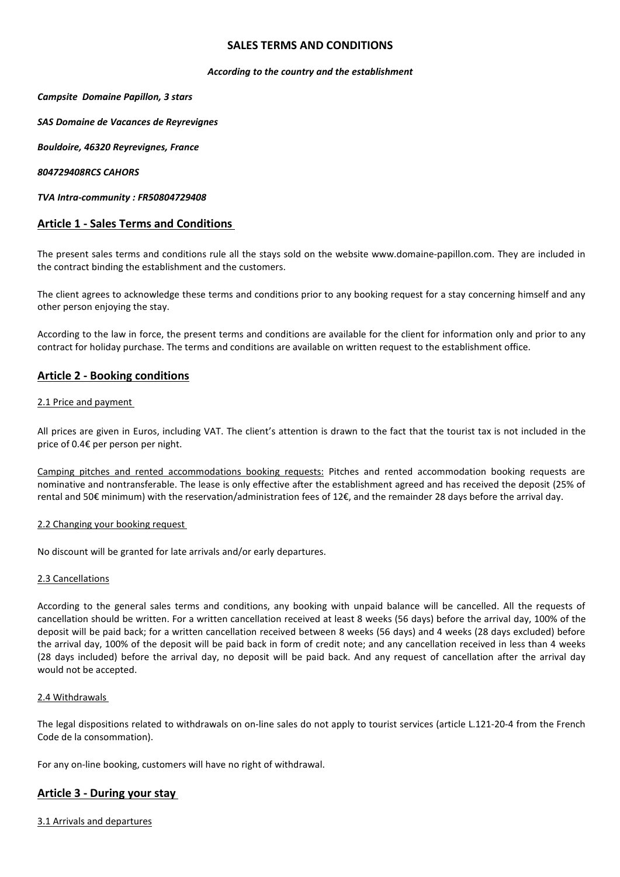# SALES TERMS AND CONDITIONS

***According to the country and the establishment***

***Campsite Domaine Papillon, 3 stars***

***SAS Domaine de Vacances de Reyrevignes***

***Bouldoire, 46320 Reyrevignes, France***

***804729408RCS CAHORS***

***TVA Intra-community : FR50804729408***

## Article 1 - Sales Terms and Conditions

The present sales terms and conditions rule all the stays sold on the website www.domaine-papillon.com. They are included in the contract binding the establishment and the customers.

The client agrees to acknowledge these terms and conditions prior to any booking request for a stay concerning himself and any other person enjoying the stay.

According to the law in force, the present terms and conditions are available for the client for information only and prior to any contract for holiday purchase. The terms and conditions are available on written request to the establishment office.

## Article 2 - Booking conditions

### 2.1 Price and payment

All prices are given in Euros, including VAT. The client's attention is drawn to the fact that the tourist tax is not included in the price of 0.4€ per person per night.

Camping pitches and rented accommodations booking requests: Pitches and rented accommodation booking requests are nominative and nontransferable. The lease is only effective after the establishment agreed and has received the deposit (25% of rental and 50€ minimum) with the reservation/administration fees of 12€, and the remainder 28 days before the arrival day.

### 2.2 Changing your booking request

No discount will be granted for late arrivals and/or early departures.

### 2.3 Cancellations

According to the general sales terms and conditions, any booking with unpaid balance will be cancelled. All the requests of cancellation should be written. For a written cancellation received at least 8 weeks (56 days) before the arrival day, 100% of the deposit will be paid back; for a written cancellation received between 8 weeks (56 days) and 4 weeks (28 days excluded) before the arrival day, 100% of the deposit will be paid back in form of credit note; and any cancellation received in less than 4 weeks (28 days included) before the arrival day, no deposit will be paid back. And any request of cancellation after the arrival day would not be accepted.

### 2.4 Withdrawals

The legal dispositions related to withdrawals on on-line sales do not apply to tourist services (article L.121-20-4 from the French Code de la consommation).

For any on-line booking, customers will have no right of withdrawal.

## Article 3 - During your stay

### 3.1 Arrivals and departures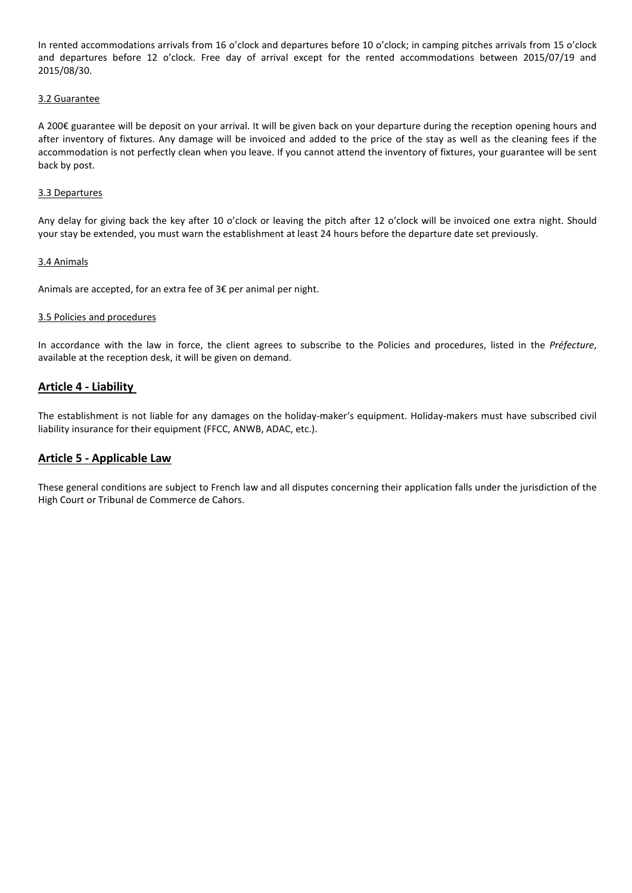In rented accommodations arrivals from 16 o'clock and departures before 10 o'clock; in camping pitches arrivals from 15 o'clock and departures before 12 o'clock. Free day of arrival except for the rented accommodations between 2015/07/19 and 2015/08/30.

### 3.2 Guarantee

A 200€ guarantee will be deposit on your arrival. It will be given back on your departure during the reception opening hours and after inventory of fixtures. Any damage will be invoiced and added to the price of the stay as well as the cleaning fees if the accommodation is not perfectly clean when you leave. If you cannot attend the inventory of fixtures, your guarantee will be sent back by post.

### 3.3 Departures

Any delay for giving back the key after 10 o'clock or leaving the pitch after 12 o'clock will be invoiced one extra night. Should your stay be extended, you must warn the establishment at least 24 hours before the departure date set previously.

### 3.4 Animals

Animals are accepted, for an extra fee of 3€ per animal per night.

### 3.5 Policies and procedures

In accordance with the law in force, the client agrees to subscribe to the Policies and procedures, listed in the *Préfecture*, available at the reception desk, it will be given on demand.

## Article 4 - Liability

The establishment is not liable for any damages on the holiday-maker's equipment. Holiday-makers must have subscribed civil liability insurance for their equipment (FFCC, ANWB, ADAC, etc.).

## Article 5 - Applicable Law

These general conditions are subject to French law and all disputes concerning their application falls under the jurisdiction of the High Court or Tribunal de Commerce de Cahors.